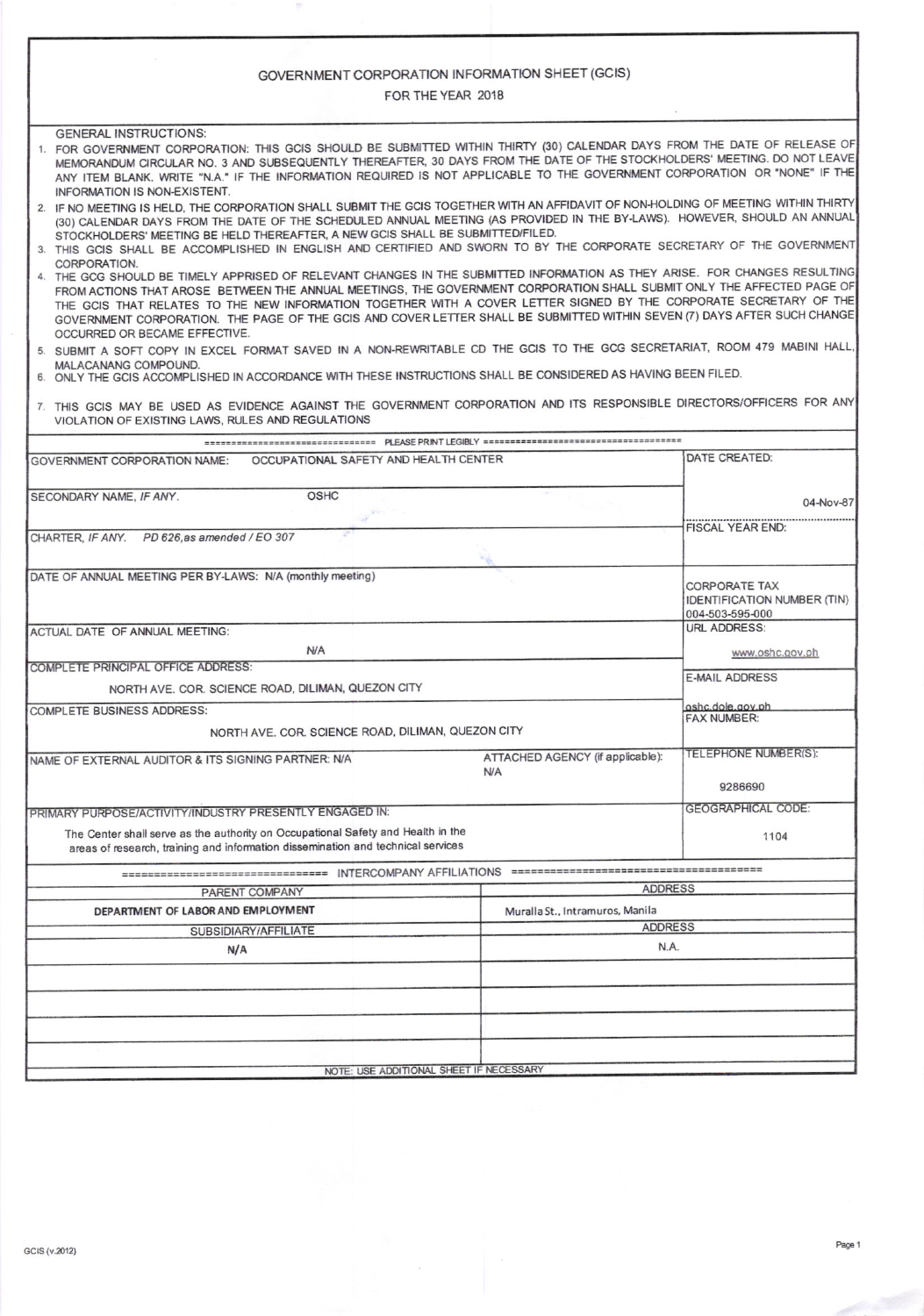# GOVERNMENT CORPORATION INFORMATION SHEET (GCIS)

FOR THE YEAR 2018

GENERAL INSTRUCTIONS:

1. FOR GOVERNMENT CORPORATION: THIS GCIS SHOULD BE SUBMITTED WITHIN THIRTY (30) CALENDAR DAYS FROM THE DATE OF RELEASE OF MEMORANDUM CIRCULAR NO. 3 AND SUBSEQUENTLY THEREAFTER, 30 DAYS FROM THE DATE OF THE STOCKHOLDERS' MEETING. DO NOT LEAVE ANY ITEM BLANK. WRITE "N.A." IF THE INFORMATION REQUIRED IS NOT APPLICABLE TO THE GOVERNMENT CORPORATION OR "NONE" IF THE INFORMATION IS NON-EXISTENT.
2. IF NO MEETING IS HELD, THE CORPORATION SHALL SUBMIT THE GCIS TOGETHER WITH AN AFFIDAVIT OF NON-HOLDING OF MEETING WITHIN THIRTY (30) CALENDAR DAYS FROM THE DATE OF THE SCHEDULED ANNUAL MEETING (AS PROVIDED IN THE BY-LAWS). HOWEVER, SHOULD AN ANNUAL STOCKHOLDERS' MEETING BE HELD THEREAFTER, A NEW GCIS SHALL BE SUBMITTED/FILED.
3. THIS GCIS SHALL BE ACCOMPLISHED IN ENGLISH AND CERTIFIED AND SWORN TO BY THE CORPORATE SECRETARY OF THE GOVERNMENT CORPORATION.
4. THE GCG SHOULD BE TIMELY APPRISED OF RELEVANT CHANGES IN THE SUBMITTED INFORMATION AS THEY ARISE. FOR CHANGES RESULTING FROM ACTIONS THAT AROSE BETWEEN THE ANNUAL MEETINGS, THE GOVERNMENT CORPORATION SHALL SUBMIT ONLY THE AFFECTED PAGE OF THE GCIS THAT RELATES TO THE NEW INFORMATION TOGETHER WITH A COVER LETTER SIGNED BY THE CORPORATE SECRETARY OF THE GOVERNMENT CORPORATION. THE PAGE OF THE GCIS AND COVER LETTER SHALL BE SUBMITTED WITHIN SEVEN (7) DAYS AFTER SUCH CHANGE OCCURRED OR BECAME EFFECTIVE.
5. SUBMIT A SOFT COPY IN EXCEL FORMAT SAVED IN A NON-REWRITABLE CD THE GCIS TO THE GCG SECRETARIAT, ROOM 479 MABINI HALL, MALACANANG COMPOUND.
6. ONLY THE GCIS ACCOMPLISHED IN ACCORDANCE WITH THESE INSTRUCTIONS SHALL BE CONSIDERED AS HAVING BEEN FILED.
7. THIS GCIS MAY BE USED AS EVIDENCE AGAINST THE GOVERNMENT CORPORATION AND ITS RESPONSIBLE DIRECTORS/OFFICERS FOR ANY VIOLATION OF EXISTING LAWS, RULES AND REGULATIONS

PLEASE PRINT LEGIBLY

| | |
|---|---|
| GOVERNMENT CORPORATION NAME: OCCUPATIONAL SAFETY AND HEALTH CENTER | DATE CREATED: |
| SECONDARY NAME, *IF ANY.* OSHC | 04-Nov-87 |
| CHARTER, *IF ANY.* PD 626,as amended / EO 307 | FISCAL YEAR END: |
| DATE OF ANNUAL MEETING PER BY-LAWS: N/A (monthly meeting) | CORPORATE TAX IDENTIFICATION NUMBER (TIN) 004-503-595-000 |
| ACTUAL DATE OF ANNUAL MEETING: N/A | URL ADDRESS: www.oshc.gov.ph |
| COMPLETE PRINCIPAL OFFICE ADDRESS: NORTH AVE. COR. SCIENCE ROAD, DILIMAN, QUEZON CITY | E-MAIL ADDRESS oshc.dole.gov.ph |
| COMPLETE BUSINESS ADDRESS: NORTH AVE. COR. SCIENCE ROAD, DILIMAN, QUEZON CITY | FAX NUMBER: |
| NAME OF EXTERNAL AUDITOR & ITS SIGNING PARTNER: N/A — ATTACHED AGENCY (if applicable): N/A | TELEPHONE NUMBER(S): 9286690 |
| PRIMARY PURPOSE/ACTIVITY/INDUSTRY PRESENTLY ENGAGED IN: The Center shall serve as the authority on Occupational Safety and Health in the areas of research, training and information dissemination and technical services | GEOGRAPHICAL CODE: 1104 |

INTERCOMPANY AFFILIATIONS

| PARENT COMPANY | ADDRESS |
|---|---|
| DEPARTMENT OF LABOR AND EMPLOYMENT | Muralla St., Intramuros, Manila |
| **SUBSIDIARY/AFFILIATE** | **ADDRESS** |
| N/A | N.A. |
| | |
| | |
| | |
| | |

NOTE: USE ADDITIONAL SHEET IF NECESSARY

GCIS (v.2012)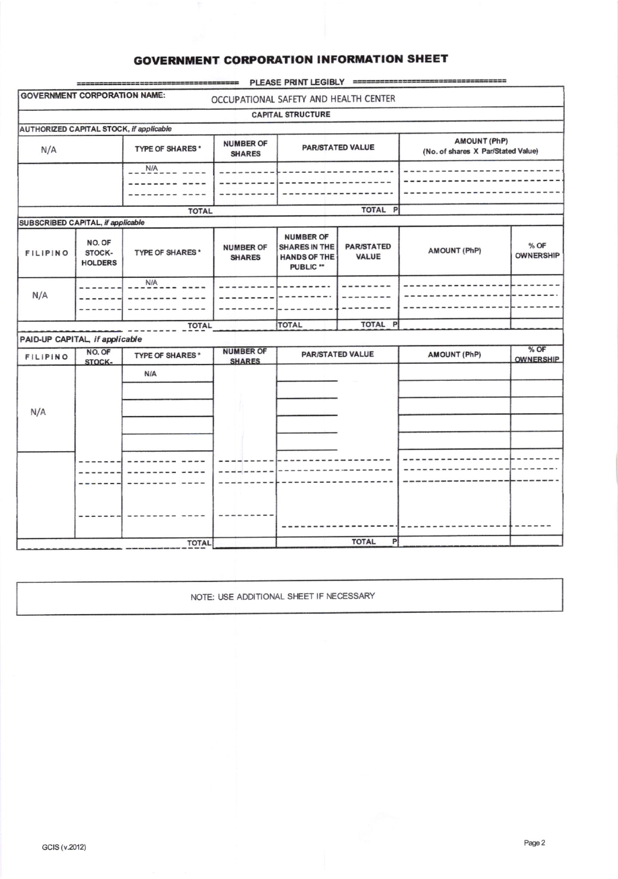# GOVERNMENT CORPORATION INFORMATION SHEET

PLEASE PRINT LEGIBLY

**GOVERNMENT CORPORATION NAME:** OCCUPATIONAL SAFETY AND HEALTH CENTER

**CAPITAL STRUCTURE**

**AUTHORIZED CAPITAL STOCK, *if applicable***

| N/A | TYPE OF SHARES * | NUMBER OF SHARES | PAR/STATED VALUE | AMOUNT (PhP) (No. of shares X Par/Stated Value) |
|---|---|---|---|---|
| | N/A | | | |
| | | | | |
| | | | | |
| | TOTAL | | TOTAL P | |

**SUBSCRIBED CAPITAL, *if applicable***

| FILIPINO | NO. OF STOCK-HOLDERS | TYPE OF SHARES * | NUMBER OF SHARES | NUMBER OF SHARES IN THE HANDS OF THE PUBLIC ** | PAR/STATED VALUE | AMOUNT (PhP) | % OF OWNERSHIP |
|---|---|---|---|---|---|---|---|
| N/A | | N/A | | | | | |
| | | | | | | | |
| | | | | | | | |
| | | TOTAL | | TOTAL | TOTAL P | | |

**PAID-UP CAPITAL, *if applicable***

| FILIPINO | NO. OF STOCK- | TYPE OF SHARES * | NUMBER OF SHARES | PAR/STATED VALUE | AMOUNT (PhP) | % OF OWNERSHIP |
|---|---|---|---|---|---|---|
| N/A | | N/A | | | | |
| | | | | | | |
| | | | | | | |
| | | | | | | |
| | | | | | | |
| | | | | | | |
| | | | | | | |
| | | | | | | |
| | | | | | | |
| | | TOTAL | | TOTAL P | | |

NOTE: USE ADDITIONAL SHEET IF NECESSARY

GCIS (v.2012)